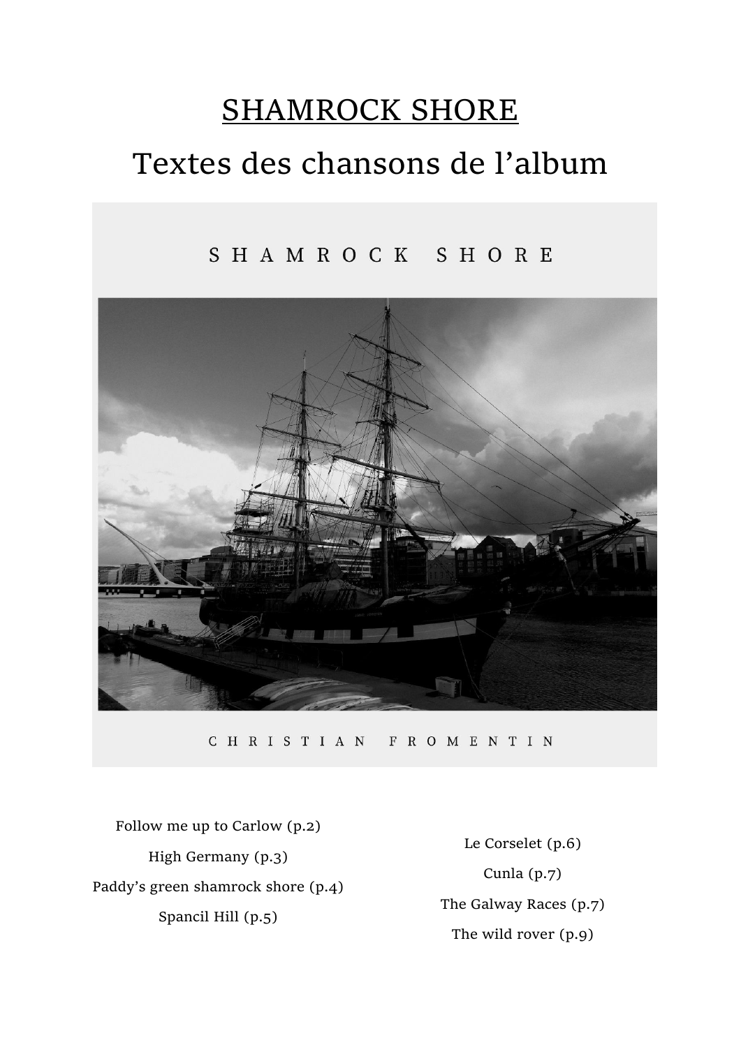# SHAMROCK SHORE

## Textes des chansons de l'album

S H A M R O C K   S H O R E

C H R I S T I A N   F R O M E N T I N

Follow me up to Carlow (p.2)

High Germany (p.3)

Paddy's green shamrock shore (p.4)

Spancil Hill (p.5)

Le Corselet (p.6)

Cunla (p.7)

The Galway Races (p.7)

The wild rover (p.9)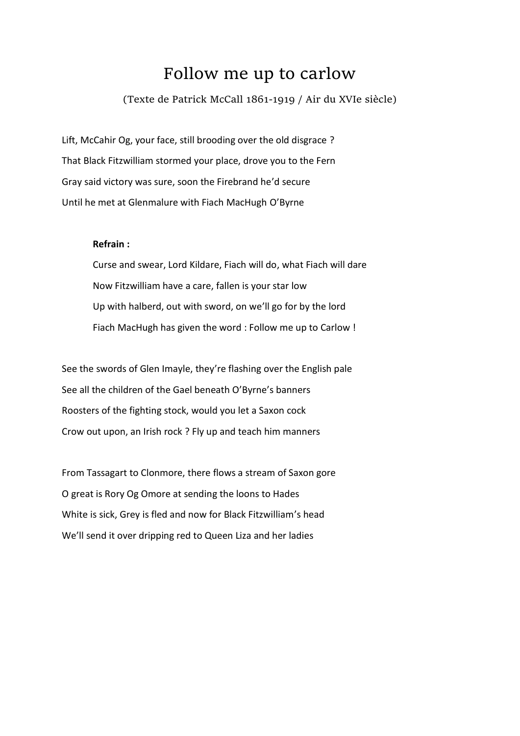# Follow me up to carlow

(Texte de Patrick McCall 1861-1919 / Air du XVIe siècle)

Lift, McCahir Og, your face, still brooding over the old disgrace ?
That Black Fitzwilliam stormed your place, drove you to the Fern
Gray said victory was sure, soon the Firebrand he'd secure
Until he met at Glenmalure with Fiach MacHugh O'Byrne

> **Refrain :**
> Curse and swear, Lord Kildare, Fiach will do, what Fiach will dare
> Now Fitzwilliam have a care, fallen is your star low
> Up with halberd, out with sword, on we'll go for by the lord
> Fiach MacHugh has given the word : Follow me up to Carlow !

See the swords of Glen Imayle, they're flashing over the English pale
See all the children of the Gael beneath O'Byrne's banners
Roosters of the fighting stock, would you let a Saxon cock
Crow out upon, an Irish rock ? Fly up and teach him manners

From Tassagart to Clonmore, there flows a stream of Saxon gore
O great is Rory Og Omore at sending the loons to Hades
White is sick, Grey is fled and now for Black Fitzwilliam's head
We'll send it over dripping red to Queen Liza and her ladies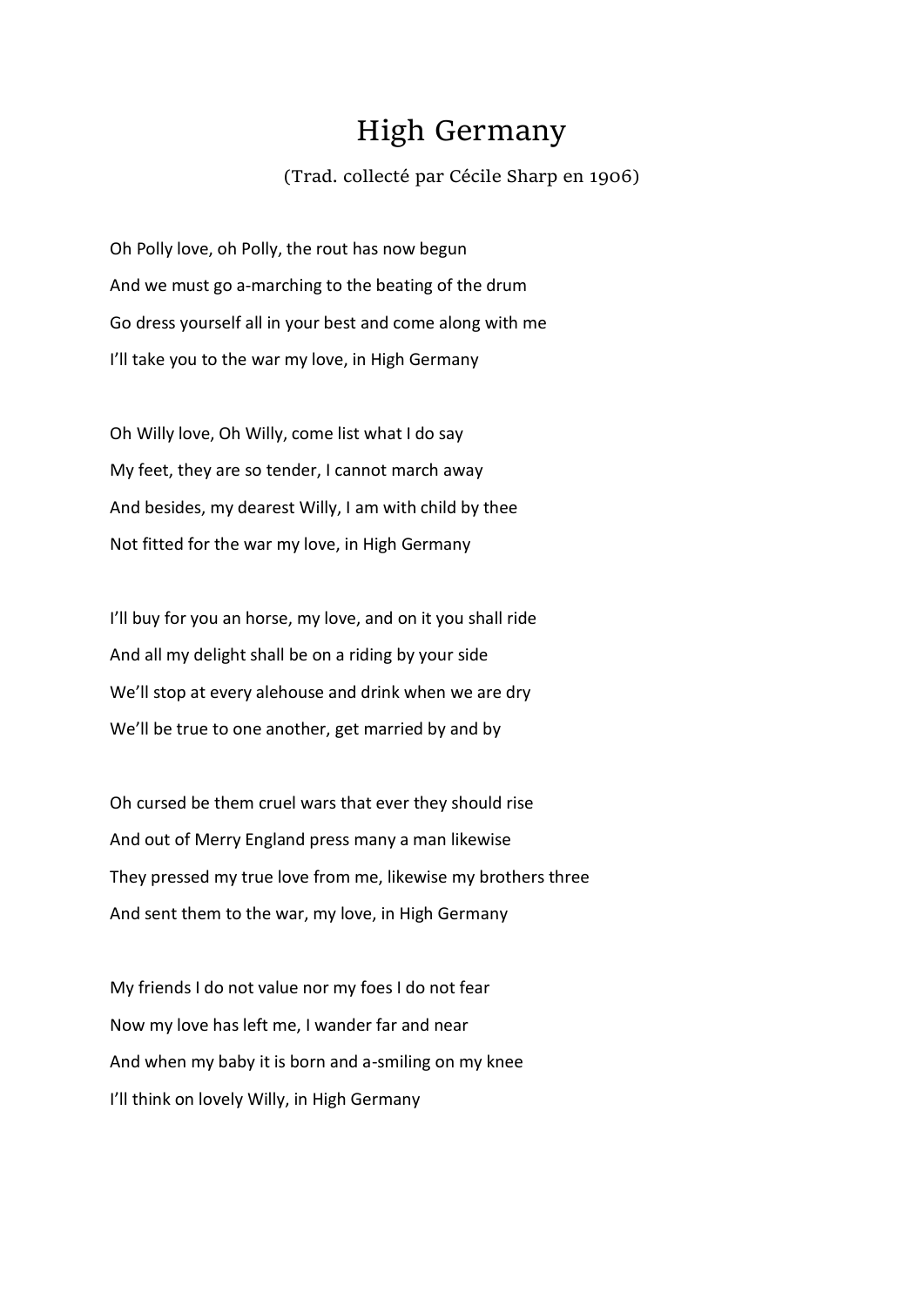# High Germany

(Trad. collecté par Cécile Sharp en 1906)

Oh Polly love, oh Polly, the rout has now begun  
And we must go a-marching to the beating of the drum  
Go dress yourself all in your best and come along with me  
I'll take you to the war my love, in High Germany

Oh Willy love, Oh Willy, come list what I do say  
My feet, they are so tender, I cannot march away  
And besides, my dearest Willy, I am with child by thee  
Not fitted for the war my love, in High Germany

I'll buy for you an horse, my love, and on it you shall ride  
And all my delight shall be on a riding by your side  
We'll stop at every alehouse and drink when we are dry  
We'll be true to one another, get married by and by

Oh cursed be them cruel wars that ever they should rise  
And out of Merry England press many a man likewise  
They pressed my true love from me, likewise my brothers three  
And sent them to the war, my love, in High Germany

My friends I do not value nor my foes I do not fear  
Now my love has left me, I wander far and near  
And when my baby it is born and a-smiling on my knee  
I'll think on lovely Willy, in High Germany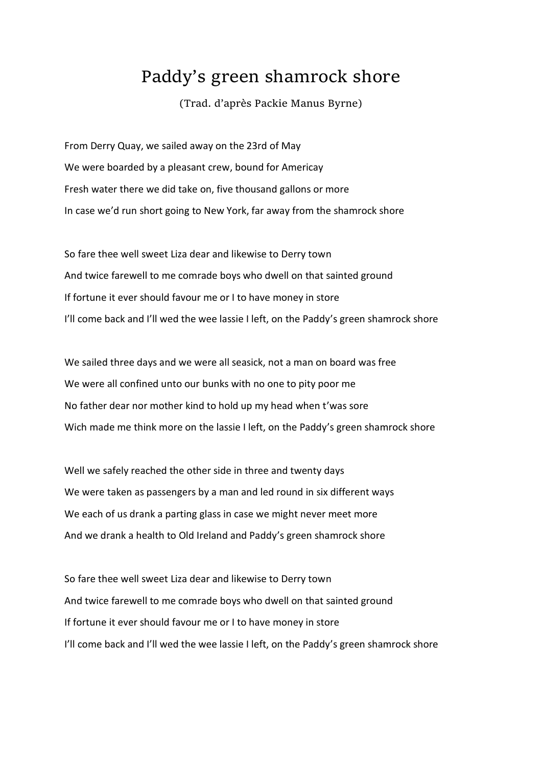# Paddy's green shamrock shore

(Trad. d'après Packie Manus Byrne)

From Derry Quay, we sailed away on the 23rd of May  
We were boarded by a pleasant crew, bound for Americay  
Fresh water there we did take on, five thousand gallons or more  
In case we'd run short going to New York, far away from the shamrock shore

So fare thee well sweet Liza dear and likewise to Derry town  
And twice farewell to me comrade boys who dwell on that sainted ground  
If fortune it ever should favour me or I to have money in store  
I'll come back and I'll wed the wee lassie I left, on the Paddy's green shamrock shore

We sailed three days and we were all seasick, not a man on board was free  
We were all confined unto our bunks with no one to pity poor me  
No father dear nor mother kind to hold up my head when t'was sore  
Wich made me think more on the lassie I left, on the Paddy's green shamrock shore

Well we safely reached the other side in three and twenty days  
We were taken as passengers by a man and led round in six different ways  
We each of us drank a parting glass in case we might never meet more  
And we drank a health to Old Ireland and Paddy's green shamrock shore

So fare thee well sweet Liza dear and likewise to Derry town  
And twice farewell to me comrade boys who dwell on that sainted ground  
If fortune it ever should favour me or I to have money in store  
I'll come back and I'll wed the wee lassie I left, on the Paddy's green shamrock shore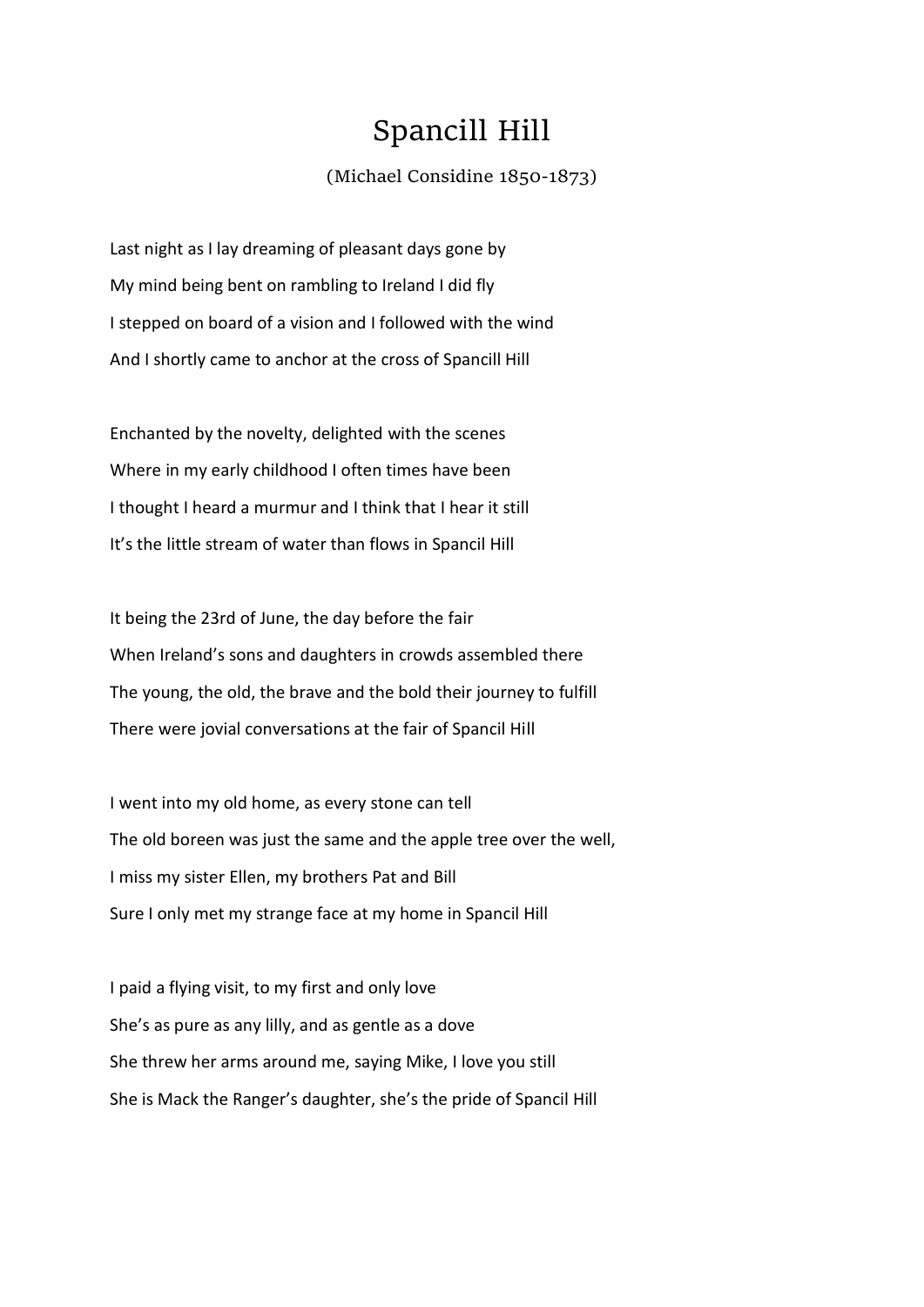# Spancill Hill

(Michael Considine 1850-1873)

Last night as I lay dreaming of pleasant days gone by
My mind being bent on rambling to Ireland I did fly
I stepped on board of a vision and I followed with the wind
And I shortly came to anchor at the cross of Spancill Hill

Enchanted by the novelty, delighted with the scenes
Where in my early childhood I often times have been
I thought I heard a murmur and I think that I hear it still
It's the little stream of water than flows in Spancil Hill

It being the 23rd of June, the day before the fair
When Ireland's sons and daughters in crowds assembled there
The young, the old, the brave and the bold their journey to fulfill
There were jovial conversations at the fair of Spancil Hill

I went into my old home, as every stone can tell
The old boreen was just the same and the apple tree over the well,
I miss my sister Ellen, my brothers Pat and Bill
Sure I only met my strange face at my home in Spancil Hill

I paid a flying visit, to my first and only love
She's as pure as any lilly, and as gentle as a dove
She threw her arms around me, saying Mike, I love you still
She is Mack the Ranger's daughter, she's the pride of Spancil Hill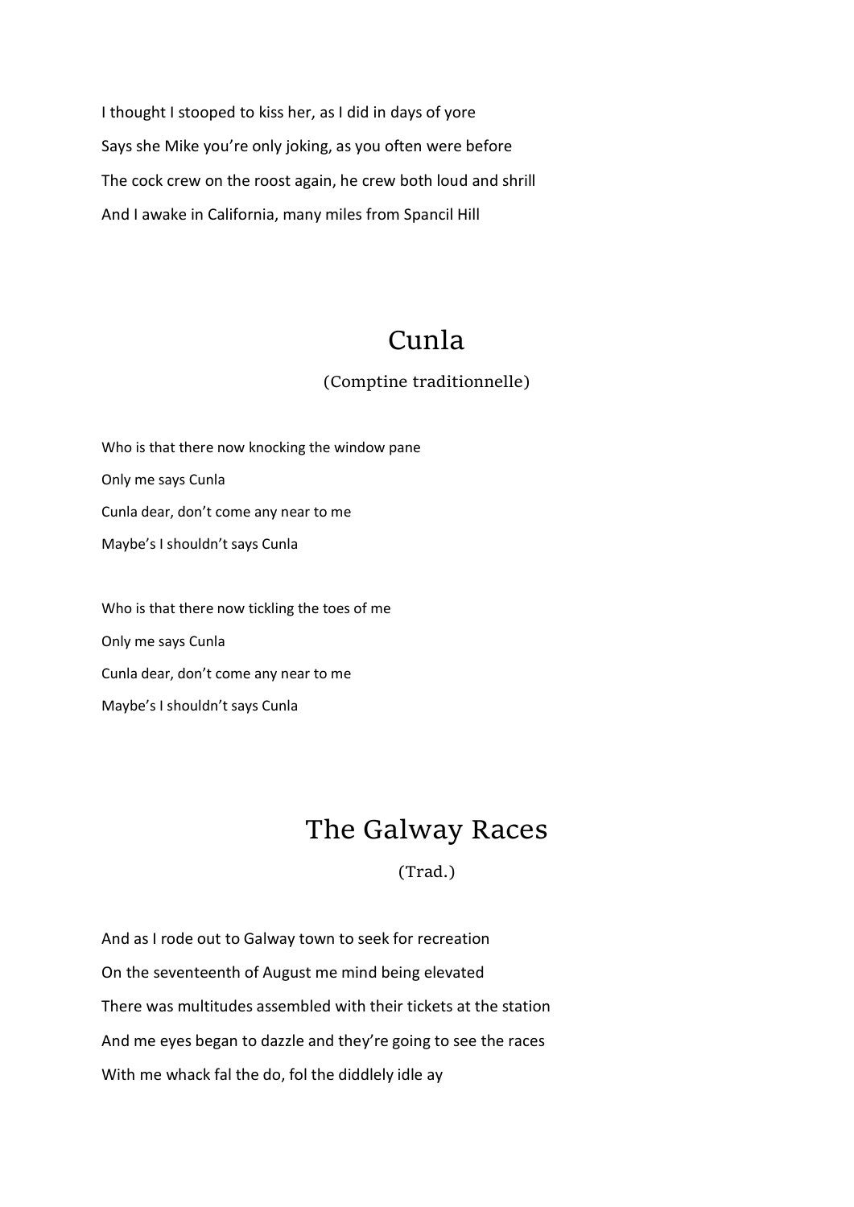I thought I stooped to kiss her, as I did in days of yore

Says she Mike you're only joking, as you often were before

The cock crew on the roost again, he crew both loud and shrill

And I awake in California, many miles from Spancil Hill

## Cunla

(Comptine traditionnelle)

Who is that there now knocking the window pane

Only me says Cunla

Cunla dear, don't come any near to me

Maybe's I shouldn't says Cunla

Who is that there now tickling the toes of me

Only me says Cunla

Cunla dear, don't come any near to me

Maybe's I shouldn't says Cunla

## The Galway Races

(Trad.)

And as I rode out to Galway town to seek for recreation

On the seventeenth of August me mind being elevated

There was multitudes assembled with their tickets at the station

And me eyes began to dazzle and they're going to see the races

With me whack fal the do, fol the diddlely idle ay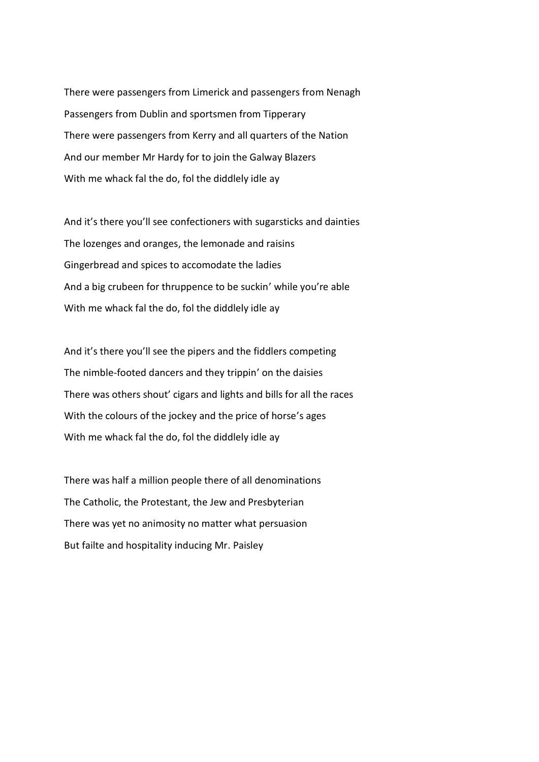There were passengers from Limerick and passengers from Nenagh
Passengers from Dublin and sportsmen from Tipperary
There were passengers from Kerry and all quarters of the Nation
And our member Mr Hardy for to join the Galway Blazers
With me whack fal the do, fol the diddlely idle ay

And it's there you'll see confectioners with sugarsticks and dainties
The lozenges and oranges, the lemonade and raisins
Gingerbread and spices to accomodate the ladies
And a big crubeen for thruppence to be suckin' while you're able
With me whack fal the do, fol the diddlely idle ay

And it's there you'll see the pipers and the fiddlers competing
The nimble-footed dancers and they trippin' on the daisies
There was others shout' cigars and lights and bills for all the races
With the colours of the jockey and the price of horse's ages
With me whack fal the do, fol the diddlely idle ay

There was half a million people there of all denominations
The Catholic, the Protestant, the Jew and Presbyterian
There was yet no animosity no matter what persuasion
But failte and hospitality inducing Mr. Paisley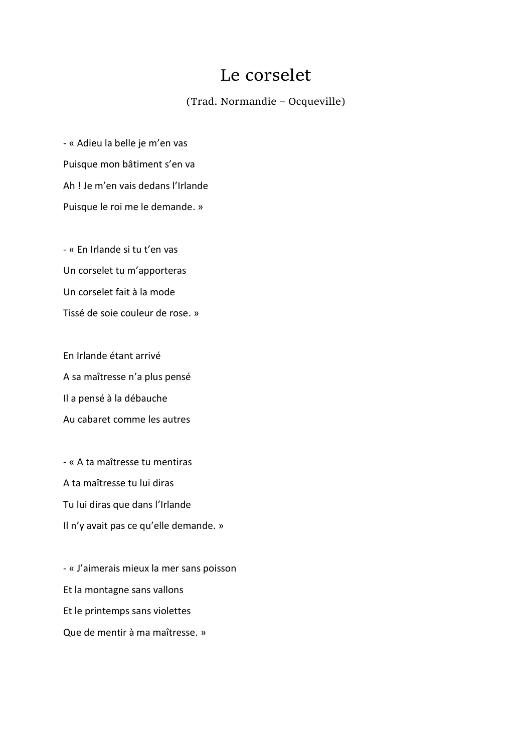# Le corselet

(Trad. Normandie – Ocqueville)

- « Adieu la belle je m'en vas  
Puisque mon bâtiment s'en va  
Ah ! Je m'en vais dedans l'Irlande  
Puisque le roi me le demande. »

- « En Irlande si tu t'en vas  
Un corselet tu m'apporteras  
Un corselet fait à la mode  
Tissé de soie couleur de rose. »

En Irlande étant arrivé  
A sa maîtresse n'a plus pensé  
Il a pensé à la débauche  
Au cabaret comme les autres

- « A ta maîtresse tu mentiras  
A ta maîtresse tu lui diras  
Tu lui diras que dans l'Irlande  
Il n'y avait pas ce qu'elle demande. »

- « J'aimerais mieux la mer sans poisson  
Et la montagne sans vallons  
Et le printemps sans violettes  
Que de mentir à ma maîtresse. »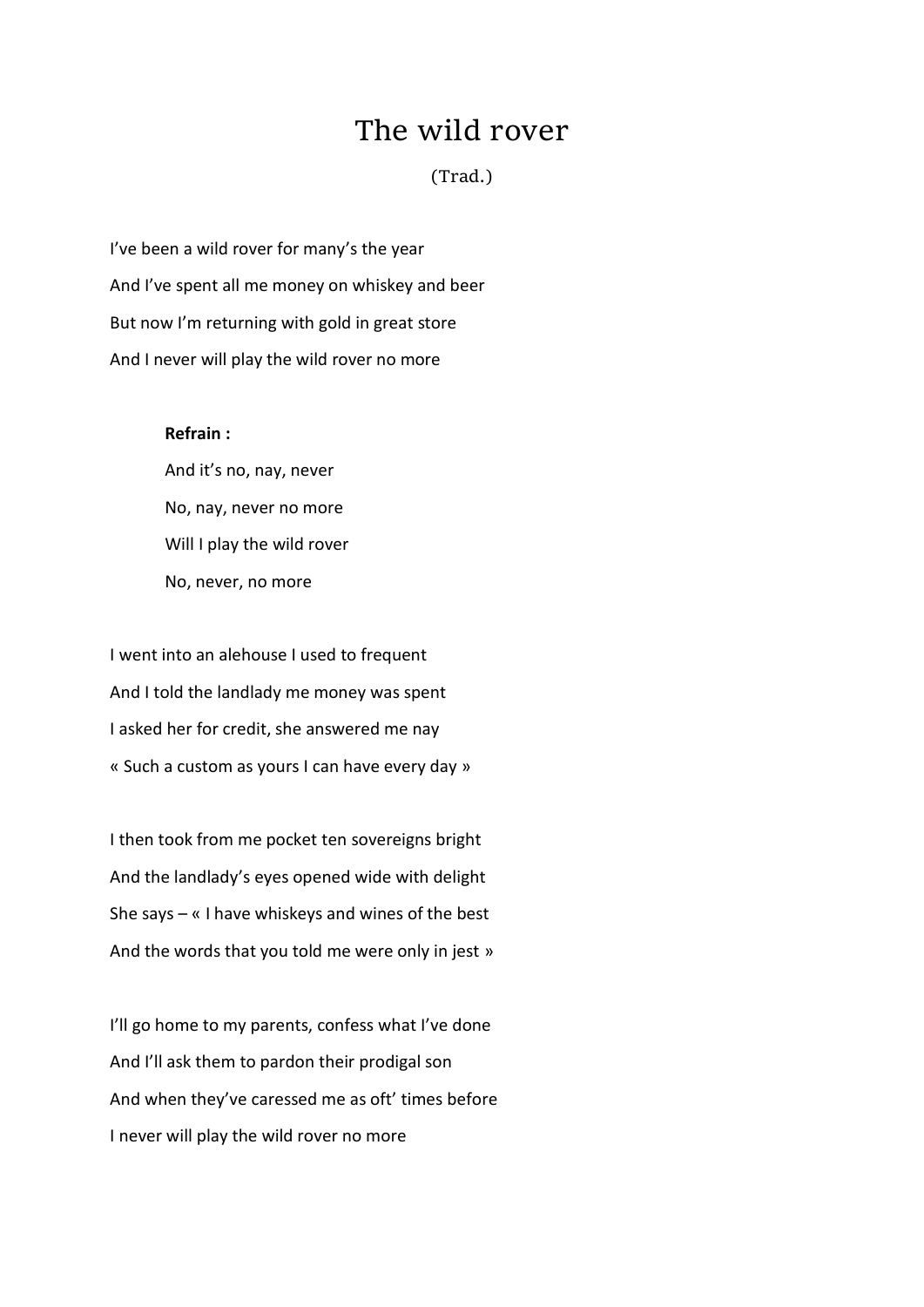# The wild rover

(Trad.)

I've been a wild rover for many's the year  
And I've spent all me money on whiskey and beer  
But now I'm returning with gold in great store  
And I never will play the wild rover no more

**Refrain :**  
And it's no, nay, never  
No, nay, never no more  
Will I play the wild rover  
No, never, no more

I went into an alehouse I used to frequent  
And I told the landlady me money was spent  
I asked her for credit, she answered me nay  
« Such a custom as yours I can have every day »

I then took from me pocket ten sovereigns bright  
And the landlady's eyes opened wide with delight  
She says – « I have whiskeys and wines of the best  
And the words that you told me were only in jest »

I'll go home to my parents, confess what I've done  
And I'll ask them to pardon their prodigal son  
And when they've caressed me as oft' times before  
I never will play the wild rover no more